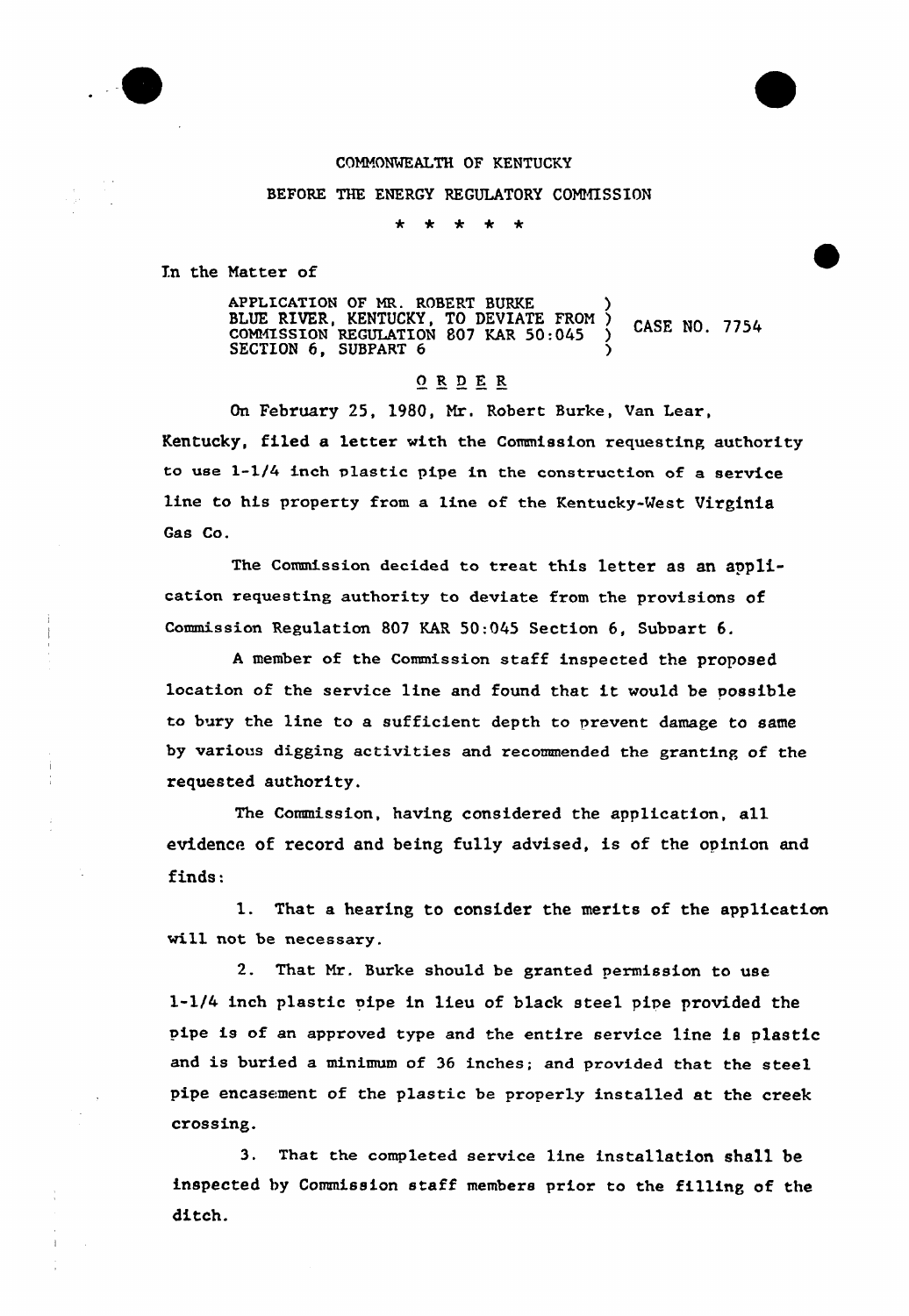COMMONWEALTH OF KENTUCKY

BEFORE THE ENERGY REGULATORY COMMISSION

\* \* \* \* \*

In the Matter of

APPLICATION OF MR. ROBERT BURKE BLUE RIVER, KENTUCKY, TO DEVIATE FROM COMMISSION REGULATION 807 KAR 50:045 SECTION 6, SUBPART 6 ) CASE NO. 7754

## ORDER

On February 25, 1980, Mr. Robert Burke, Van Lear, Kentucky, filed a letter with the Commission requesting authority to use 1-1/4 inch plastic pipe in the construction of a service line to his property from a line of the Kentucky-West Virginia Gas Co.

The Commission decided to treat this letter as an application requesting authority to deviate from the provisions of Commission Regulation 807 KAR 50:045 Section 6, Subpart 6.

A member of the Commission staff inspected the proposed location of the service line and found that it would be possible to bury the line to a sufficient depth to prevent damage to same by various digging activities and recommended the granting of the requested authority.

The Commission, having considered the application, all evidence of record and being fully advised, is of the opinion and finds:

1. That a hearing to consider the merits of the application will not be necessary.

2. That Mr. Burke should be granted permission to use 1-1/4 inch plastic pipe in lieu of black steel pipe provided the pipe is of an approved type and the entire service line is plastic and is buried a minimum of 36 inches; and provided that the steel pipe encasement of the plastic be properly installed at the creek crossing.

3. That the completed service line installation shall be inspected by Commission staff members prior to the filling of the ditch.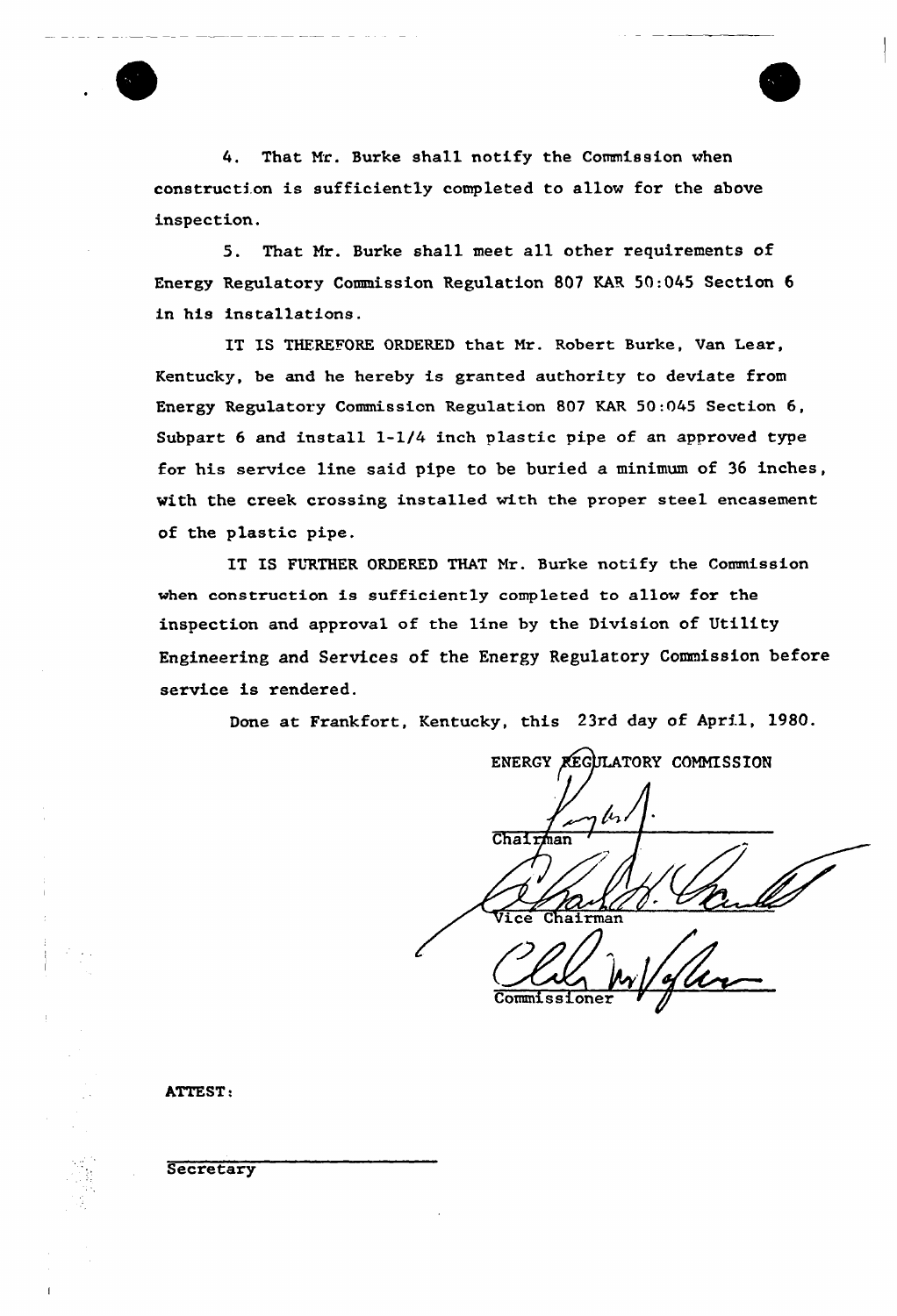4. That Mr. Burke shall notify the Commission when construction is sufficiently completed to allow for the above inspection.

5. That Mr. Burke shall meet all other requirements of Energy Regulatory Commission Regulation 807 KAR 50:045 Section 6 in his installations.

IT IS THEREFORE ORDERED that Mr. Robert Burke, Van Lear, Kentucky, be and he hereby is granted authority to deviate from Energy Regulatory Commission Regulation 807 KAR 50:045 Section 6, Subpart 6 and install 1-1/4 inch plastic pipe of an approved type for his service line said pipe to be buried a minimum of 36 inches, with the creek crossing installed with the proper steel encasement of the plastic pipe.

IT IS FURTHER ORDERED THAT Mr. Burke notify the Commission when construction is sufficiently completed to allow for the inspection and approval of the line by the Division of Utility Engineering and Services of the Energy Regulatory Commission before service is rendered.

Done at Frankfort, Kentucky, this 23rd day of April, 1980.

ENERGY REGULATORY COMMISSION

Chairman

Vice Chairman

Commissioner

ATTEST:

Secretary